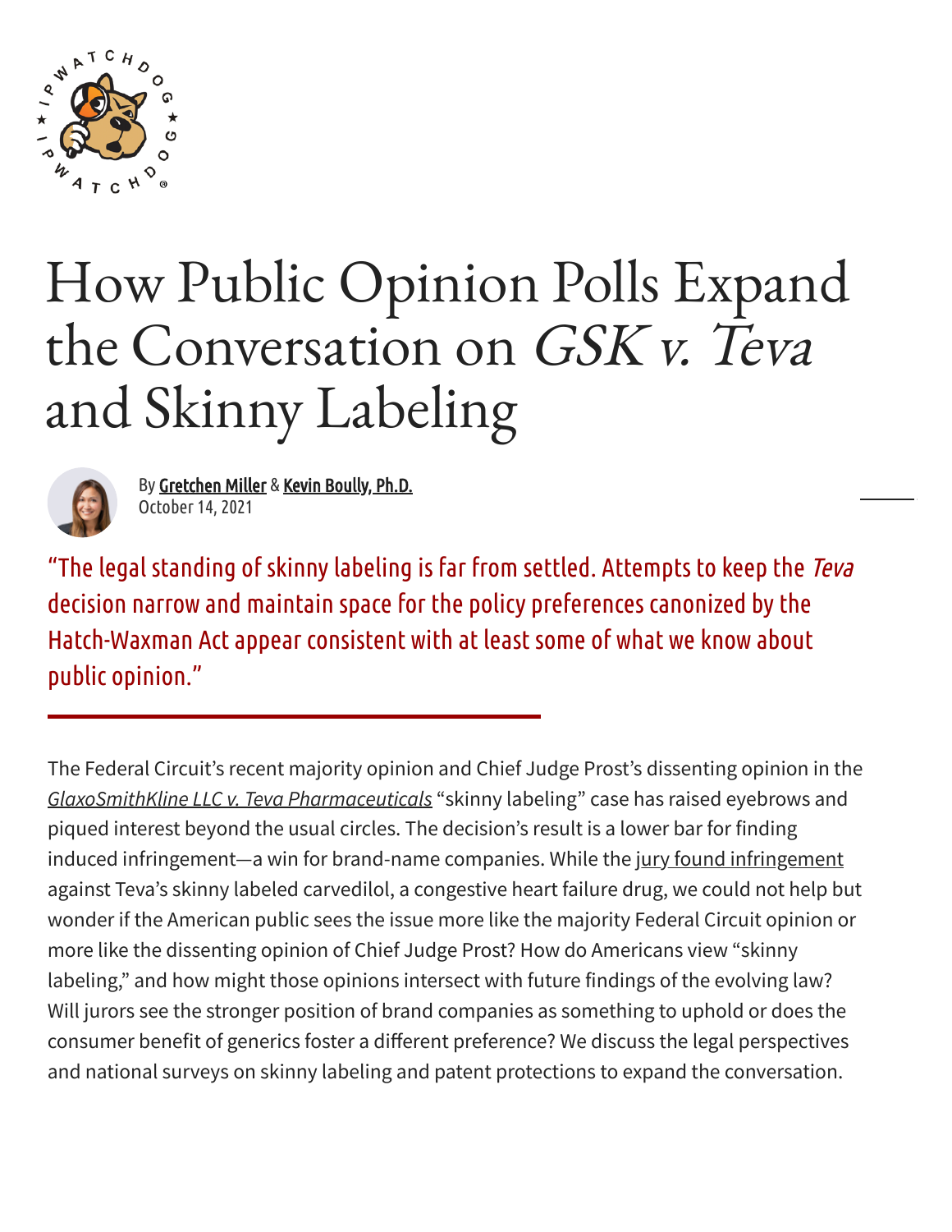# How Public Opinion Polls Expand the Conversation on *GSK v. Teva* and Skinny Labeling

By Gretchen Miller & Kevin Boully, Ph.D.
October 14, 2021

"The legal standing of skinny labeling is far from settled. Attempts to keep the *Teva* decision narrow and maintain space for the policy preferences canonized by the Hatch-Waxman Act appear consistent with at least some of what we know about public opinion."

---

The Federal Circuit's recent majority opinion and Chief Judge Prost's dissenting opinion in the *GlaxoSmithKline LLC v. Teva Pharmaceuticals* "skinny labeling" case has raised eyebrows and piqued interest beyond the usual circles. The decision's result is a lower bar for finding induced infringement—a win for brand-name companies. While the jury found infringement against Teva's skinny labeled carvedilol, a congestive heart failure drug, we could not help but wonder if the American public sees the issue more like the majority Federal Circuit opinion or more like the dissenting opinion of Chief Judge Prost? How do Americans view "skinny labeling," and how might those opinions intersect with future findings of the evolving law? Will jurors see the stronger position of brand companies as something to uphold or does the consumer benefit of generics foster a different preference? We discuss the legal perspectives and national surveys on skinny labeling and patent protections to expand the conversation.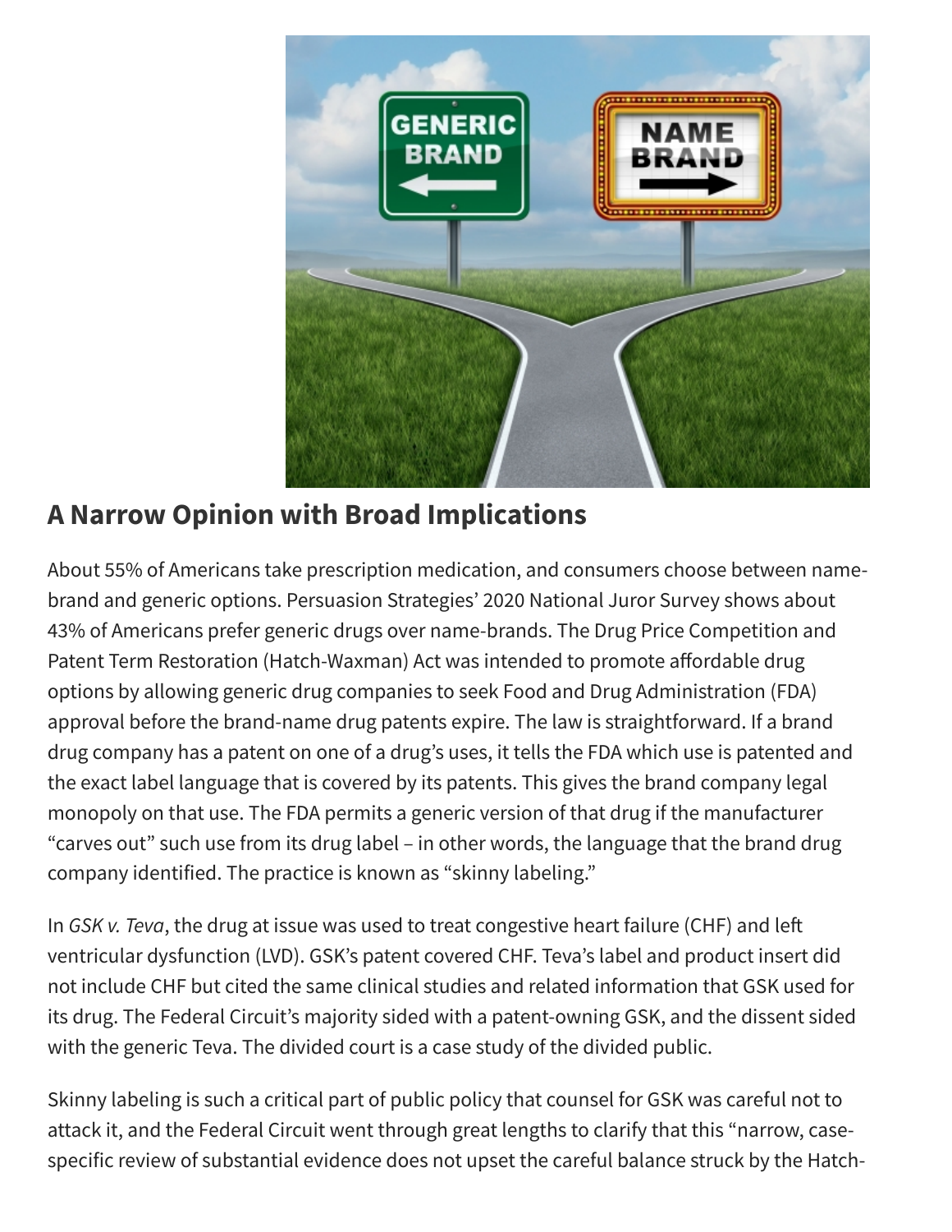## A Narrow Opinion with Broad Implications

About 55% of Americans take prescription medication, and consumers choose between name-brand and generic options. Persuasion Strategies' 2020 National Juror Survey shows about 43% of Americans prefer generic drugs over name-brands. The Drug Price Competition and Patent Term Restoration (Hatch-Waxman) Act was intended to promote affordable drug options by allowing generic drug companies to seek Food and Drug Administration (FDA) approval before the brand-name drug patents expire. The law is straightforward. If a brand drug company has a patent on one of a drug's uses, it tells the FDA which use is patented and the exact label language that is covered by its patents. This gives the brand company legal monopoly on that use. The FDA permits a generic version of that drug if the manufacturer "carves out" such use from its drug label – in other words, the language that the brand drug company identified. The practice is known as "skinny labeling."

In *GSK v. Teva*, the drug at issue was used to treat congestive heart failure (CHF) and left ventricular dysfunction (LVD). GSK's patent covered CHF. Teva's label and product insert did not include CHF but cited the same clinical studies and related information that GSK used for its drug. The Federal Circuit's majority sided with a patent-owning GSK, and the dissent sided with the generic Teva. The divided court is a case study of the divided public.

Skinny labeling is such a critical part of public policy that counsel for GSK was careful not to attack it, and the Federal Circuit went through great lengths to clarify that this "narrow, case-specific review of substantial evidence does not upset the careful balance struck by the Hatch-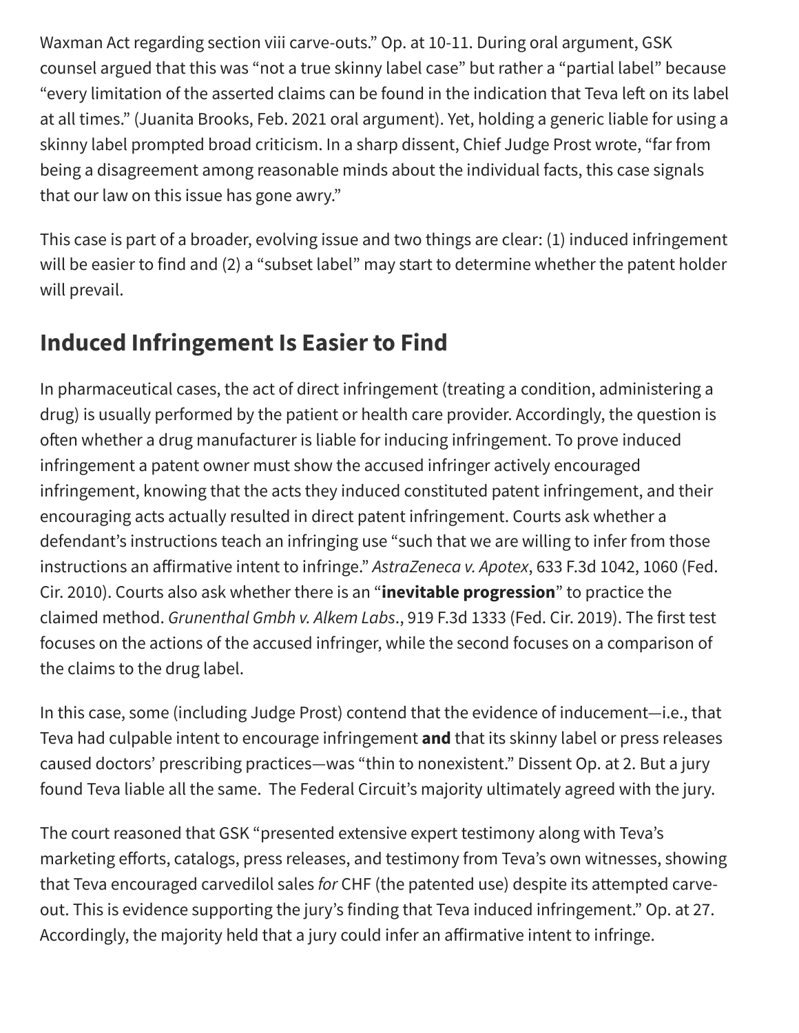Waxman Act regarding section viii carve-outs." Op. at 10-11. During oral argument, GSK counsel argued that this was "not a true skinny label case" but rather a "partial label" because "every limitation of the asserted claims can be found in the indication that Teva left on its label at all times." (Juanita Brooks, Feb. 2021 oral argument). Yet, holding a generic liable for using a skinny label prompted broad criticism. In a sharp dissent, Chief Judge Prost wrote, "far from being a disagreement among reasonable minds about the individual facts, this case signals that our law on this issue has gone awry."

This case is part of a broader, evolving issue and two things are clear: (1) induced infringement will be easier to find and (2) a "subset label" may start to determine whether the patent holder will prevail.

## Induced Infringement Is Easier to Find

In pharmaceutical cases, the act of direct infringement (treating a condition, administering a drug) is usually performed by the patient or health care provider. Accordingly, the question is often whether a drug manufacturer is liable for inducing infringement. To prove induced infringement a patent owner must show the accused infringer actively encouraged infringement, knowing that the acts they induced constituted patent infringement, and their encouraging acts actually resulted in direct patent infringement. Courts ask whether a defendant's instructions teach an infringing use "such that we are willing to infer from those instructions an affirmative intent to infringe." *AstraZeneca v. Apotex*, 633 F.3d 1042, 1060 (Fed. Cir. 2010). Courts also ask whether there is an "**inevitable progression**" to practice the claimed method. *Grunenthal Gmbh v. Alkem Labs*., 919 F.3d 1333 (Fed. Cir. 2019). The first test focuses on the actions of the accused infringer, while the second focuses on a comparison of the claims to the drug label.

In this case, some (including Judge Prost) contend that the evidence of inducement—i.e., that Teva had culpable intent to encourage infringement **and** that its skinny label or press releases caused doctors' prescribing practices—was "thin to nonexistent." Dissent Op. at 2. But a jury found Teva liable all the same. The Federal Circuit's majority ultimately agreed with the jury.

The court reasoned that GSK "presented extensive expert testimony along with Teva's marketing efforts, catalogs, press releases, and testimony from Teva's own witnesses, showing that Teva encouraged carvedilol sales *for* CHF (the patented use) despite its attempted carve-out. This is evidence supporting the jury's finding that Teva induced infringement." Op. at 27. Accordingly, the majority held that a jury could infer an affirmative intent to infringe.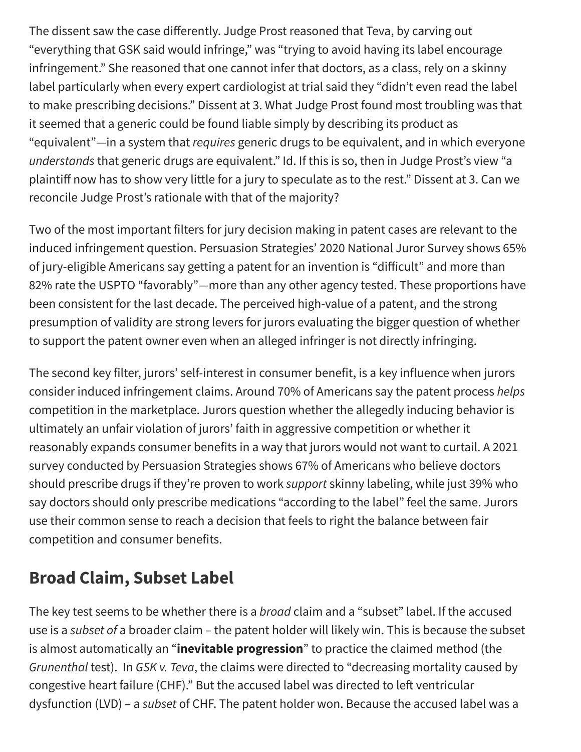The dissent saw the case differently. Judge Prost reasoned that Teva, by carving out "everything that GSK said would infringe," was "trying to avoid having its label encourage infringement." She reasoned that one cannot infer that doctors, as a class, rely on a skinny label particularly when every expert cardiologist at trial said they "didn't even read the label to make prescribing decisions." Dissent at 3. What Judge Prost found most troubling was that it seemed that a generic could be found liable simply by describing its product as "equivalent"—in a system that *requires* generic drugs to be equivalent, and in which everyone *understands* that generic drugs are equivalent." Id. If this is so, then in Judge Prost's view "a plaintiff now has to show very little for a jury to speculate as to the rest." Dissent at 3. Can we reconcile Judge Prost's rationale with that of the majority?

Two of the most important filters for jury decision making in patent cases are relevant to the induced infringement question. Persuasion Strategies' 2020 National Juror Survey shows 65% of jury-eligible Americans say getting a patent for an invention is "difficult" and more than 82% rate the USPTO "favorably"—more than any other agency tested. These proportions have been consistent for the last decade. The perceived high-value of a patent, and the strong presumption of validity are strong levers for jurors evaluating the bigger question of whether to support the patent owner even when an alleged infringer is not directly infringing.

The second key filter, jurors' self-interest in consumer benefit, is a key influence when jurors consider induced infringement claims. Around 70% of Americans say the patent process *helps* competition in the marketplace. Jurors question whether the allegedly inducing behavior is ultimately an unfair violation of jurors' faith in aggressive competition or whether it reasonably expands consumer benefits in a way that jurors would not want to curtail. A 2021 survey conducted by Persuasion Strategies shows 67% of Americans who believe doctors should prescribe drugs if they're proven to work *support* skinny labeling, while just 39% who say doctors should only prescribe medications "according to the label" feel the same. Jurors use their common sense to reach a decision that feels to right the balance between fair competition and consumer benefits.

## Broad Claim, Subset Label

The key test seems to be whether there is a *broad* claim and a "subset" label. If the accused use is a *subset of* a broader claim – the patent holder will likely win. This is because the subset is almost automatically an "**inevitable progression**" to practice the claimed method (the *Grunenthal* test). In *GSK v. Teva*, the claims were directed to "decreasing mortality caused by congestive heart failure (CHF)." But the accused label was directed to left ventricular dysfunction (LVD) – a *subset* of CHF. The patent holder won. Because the accused label was a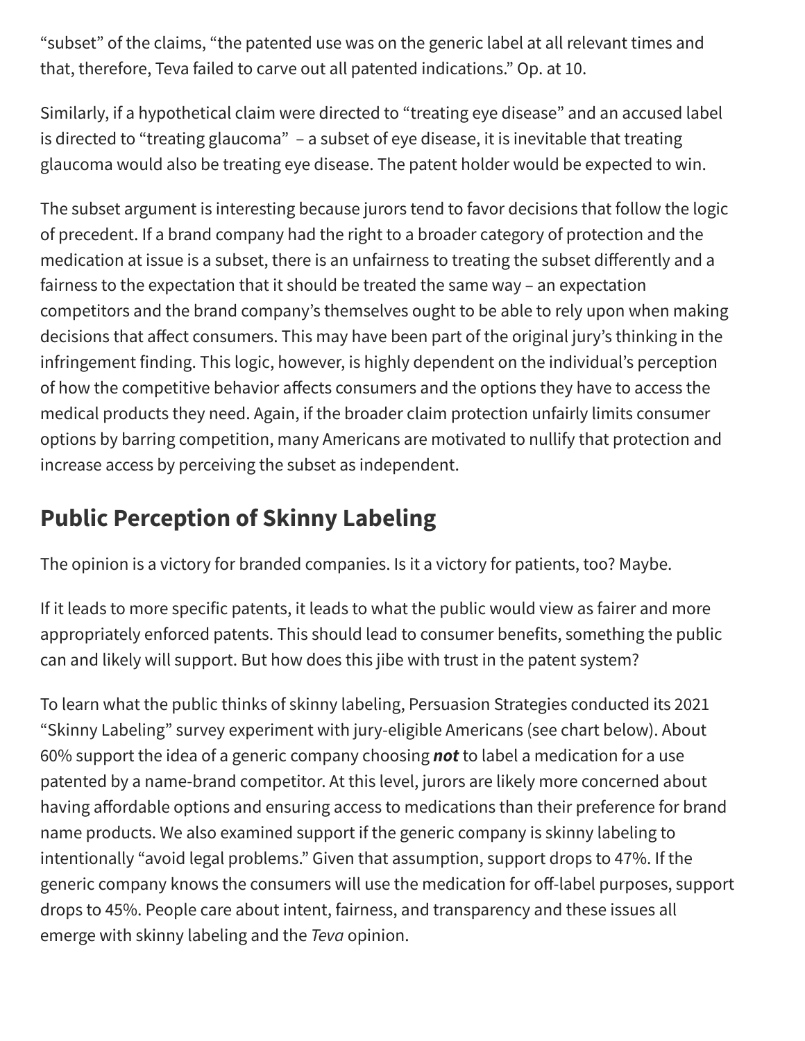"subset" of the claims, "the patented use was on the generic label at all relevant times and that, therefore, Teva failed to carve out all patented indications." Op. at 10.

Similarly, if a hypothetical claim were directed to "treating eye disease" and an accused label is directed to "treating glaucoma" – a subset of eye disease, it is inevitable that treating glaucoma would also be treating eye disease. The patent holder would be expected to win.

The subset argument is interesting because jurors tend to favor decisions that follow the logic of precedent. If a brand company had the right to a broader category of protection and the medication at issue is a subset, there is an unfairness to treating the subset differently and a fairness to the expectation that it should be treated the same way – an expectation competitors and the brand company's themselves ought to be able to rely upon when making decisions that affect consumers. This may have been part of the original jury's thinking in the infringement finding. This logic, however, is highly dependent on the individual's perception of how the competitive behavior affects consumers and the options they have to access the medical products they need. Again, if the broader claim protection unfairly limits consumer options by barring competition, many Americans are motivated to nullify that protection and increase access by perceiving the subset as independent.

## Public Perception of Skinny Labeling

The opinion is a victory for branded companies. Is it a victory for patients, too? Maybe.

If it leads to more specific patents, it leads to what the public would view as fairer and more appropriately enforced patents. This should lead to consumer benefits, something the public can and likely will support. But how does this jibe with trust in the patent system?

To learn what the public thinks of skinny labeling, Persuasion Strategies conducted its 2021 "Skinny Labeling" survey experiment with jury-eligible Americans (see chart below). About 60% support the idea of a generic company choosing ***not*** to label a medication for a use patented by a name-brand competitor. At this level, jurors are likely more concerned about having affordable options and ensuring access to medications than their preference for brand name products. We also examined support if the generic company is skinny labeling to intentionally "avoid legal problems." Given that assumption, support drops to 47%. If the generic company knows the consumers will use the medication for off-label purposes, support drops to 45%. People care about intent, fairness, and transparency and these issues all emerge with skinny labeling and the *Teva* opinion.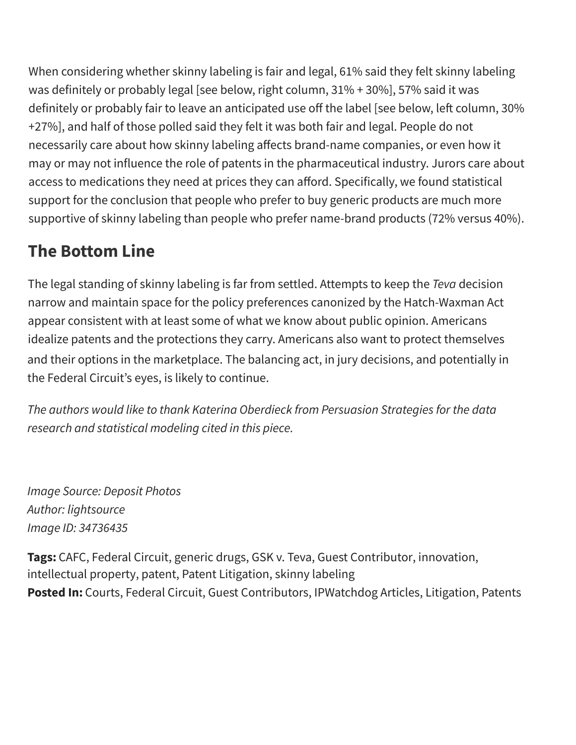When considering whether skinny labeling is fair and legal, 61% said they felt skinny labeling was definitely or probably legal [see below, right column, 31% + 30%], 57% said it was definitely or probably fair to leave an anticipated use off the label [see below, left column, 30% +27%], and half of those polled said they felt it was both fair and legal. People do not necessarily care about how skinny labeling affects brand-name companies, or even how it may or may not influence the role of patents in the pharmaceutical industry. Jurors care about access to medications they need at prices they can afford. Specifically, we found statistical support for the conclusion that people who prefer to buy generic products are much more supportive of skinny labeling than people who prefer name-brand products (72% versus 40%).

## The Bottom Line

The legal standing of skinny labeling is far from settled. Attempts to keep the *Teva* decision narrow and maintain space for the policy preferences canonized by the Hatch-Waxman Act appear consistent with at least some of what we know about public opinion. Americans idealize patents and the protections they carry. Americans also want to protect themselves and their options in the marketplace. The balancing act, in jury decisions, and potentially in the Federal Circuit's eyes, is likely to continue.

*The authors would like to thank Katerina Oberdieck from Persuasion Strategies for the data research and statistical modeling cited in this piece.*

*Image Source: Deposit Photos*
*Author: lightsource*
*Image ID: 34736435*

**Tags:** CAFC, Federal Circuit, generic drugs, GSK v. Teva, Guest Contributor, innovation, intellectual property, patent, Patent Litigation, skinny labeling
**Posted In:** Courts, Federal Circuit, Guest Contributors, IPWatchdog Articles, Litigation, Patents